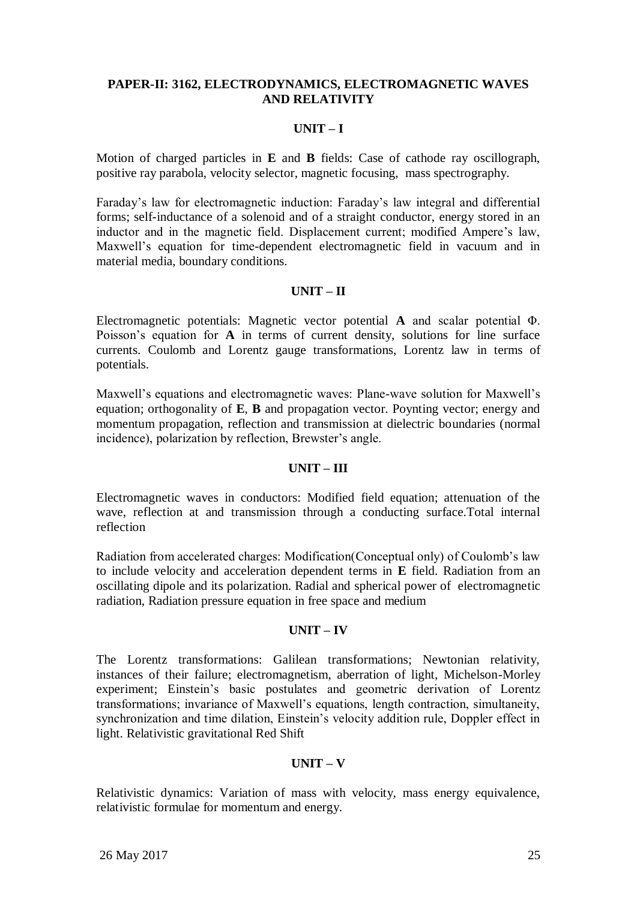## PAPER-II: 3162, ELECTRODYNAMICS, ELECTROMAGNETIC WAVES AND RELATIVITY

### UNIT – I

Motion of charged particles in **E** and **B** fields: Case of cathode ray oscillograph, positive ray parabola, velocity selector, magnetic focusing, mass spectrography.

Faraday's law for electromagnetic induction: Faraday's law integral and differential forms; self-inductance of a solenoid and of a straight conductor, energy stored in an inductor and in the magnetic field. Displacement current; modified Ampere's law, Maxwell's equation for time-dependent electromagnetic field in vacuum and in material media, boundary conditions.

### UNIT – II

Electromagnetic potentials: Magnetic vector potential **A** and scalar potential $\Phi$. Poisson's equation for **A** in terms of current density, solutions for line surface currents. Coulomb and Lorentz gauge transformations, Lorentz law in terms of potentials.

Maxwell's equations and electromagnetic waves: Plane-wave solution for Maxwell's equation; orthogonality of **E**, **B** and propagation vector. Poynting vector; energy and momentum propagation, reflection and transmission at dielectric boundaries (normal incidence), polarization by reflection, Brewster's angle.

### UNIT – III

Electromagnetic waves in conductors: Modified field equation; attenuation of the wave, reflection at and transmission through a conducting surface.Total internal reflection

Radiation from accelerated charges: Modification(Conceptual only) of Coulomb's law to include velocity and acceleration dependent terms in **E** field. Radiation from an oscillating dipole and its polarization. Radial and spherical power of electromagnetic radiation, Radiation pressure equation in free space and medium

### UNIT – IV

The Lorentz transformations: Galilean transformations; Newtonian relativity, instances of their failure; electromagnetism, aberration of light, Michelson-Morley experiment; Einstein's basic postulates and geometric derivation of Lorentz transformations; invariance of Maxwell's equations, length contraction, simultaneity, synchronization and time dilation, Einstein's velocity addition rule, Doppler effect in light. Relativistic gravitational Red Shift

### UNIT – V

Relativistic dynamics: Variation of mass with velocity, mass energy equivalence, relativistic formulae for momentum and energy.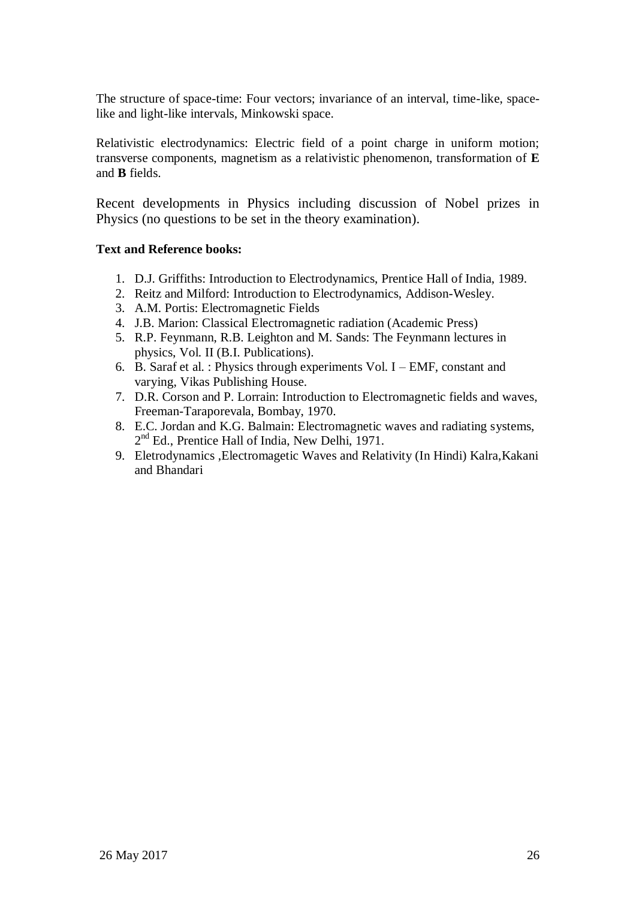The structure of space-time: Four vectors; invariance of an interval, time-like, space-like and light-like intervals, Minkowski space.

Relativistic electrodynamics: Electric field of a point charge in uniform motion; transverse components, magnetism as a relativistic phenomenon, transformation of **E** and **B** fields.

Recent developments in Physics including discussion of Nobel prizes in Physics (no questions to be set in the theory examination).

**Text and Reference books:**

1. D.J. Griffiths: Introduction to Electrodynamics, Prentice Hall of India, 1989.
2. Reitz and Milford: Introduction to Electrodynamics, Addison-Wesley.
3. A.M. Portis: Electromagnetic Fields
4. J.B. Marion: Classical Electromagnetic radiation (Academic Press)
5. R.P. Feynmann, R.B. Leighton and M. Sands: The Feynmann lectures in physics, Vol. II (B.I. Publications).
6. B. Saraf et al. : Physics through experiments Vol. I – EMF, constant and varying, Vikas Publishing House.
7. D.R. Corson and P. Lorrain: Introduction to Electromagnetic fields and waves, Freeman-Taraporevala, Bombay, 1970.
8. E.C. Jordan and K.G. Balmain: Electromagnetic waves and radiating systems, 2nd Ed., Prentice Hall of India, New Delhi, 1971.
9. Eletrodynamics ,Electromagetic Waves and Relativity (In Hindi) Kalra,Kakani and Bhandari